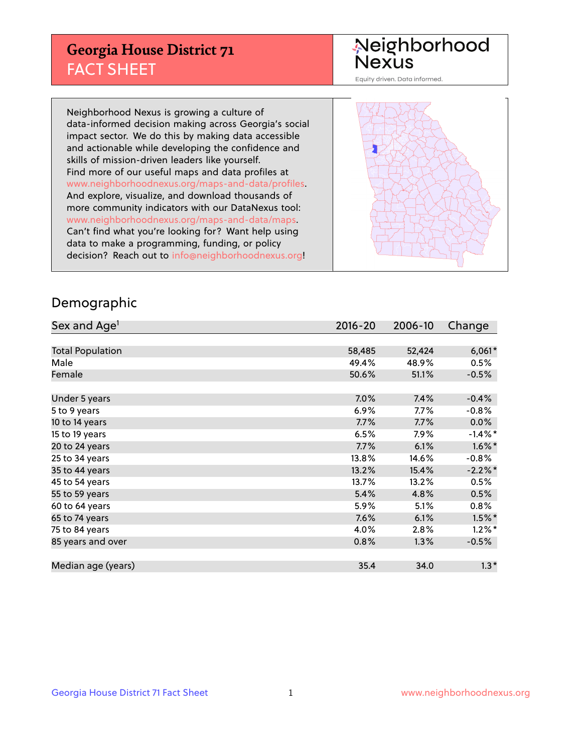# Georgia House District 71
## FACT SHEET

Neighborhood Nexus

Equity driven. Data informed.

Neighborhood Nexus is growing a culture of data-informed decision making across Georgia's social impact sector. We do this by making data accessible and actionable while developing the confidence and skills of mission-driven leaders like yourself. Find more of our useful maps and data profiles at www.neighborhoodnexus.org/maps-and-data/profiles. And explore, visualize, and download thousands of more community indicators with our DataNexus tool: www.neighborhoodnexus.org/maps-and-data/maps. Can't find what you're looking for? Want help using data to make a programming, funding, or policy decision? Reach out to info@neighborhoodnexus.org!

## Demographic

| Sex and Age[1] | 2016-20 | 2006-10 | Change |
|---|---|---|---|
| Total Population | 58,485 | 52,424 | 6,061* |
| Male | 49.4% | 48.9% | 0.5% |
| Female | 50.6% | 51.1% | -0.5% |
| | | | |
| Under 5 years | 7.0% | 7.4% | -0.4% |
| 5 to 9 years | 6.9% | 7.7% | -0.8% |
| 10 to 14 years | 7.7% | 7.7% | 0.0% |
| 15 to 19 years | 6.5% | 7.9% | -1.4%* |
| 20 to 24 years | 7.7% | 6.1% | 1.6%* |
| 25 to 34 years | 13.8% | 14.6% | -0.8% |
| 35 to 44 years | 13.2% | 15.4% | -2.2%* |
| 45 to 54 years | 13.7% | 13.2% | 0.5% |
| 55 to 59 years | 5.4% | 4.8% | 0.5% |
| 60 to 64 years | 5.9% | 5.1% | 0.8% |
| 65 to 74 years | 7.6% | 6.1% | 1.5%* |
| 75 to 84 years | 4.0% | 2.8% | 1.2%* |
| 85 years and over | 0.8% | 1.3% | -0.5% |
| | | | |
| Median age (years) | 35.4 | 34.0 | 1.3* |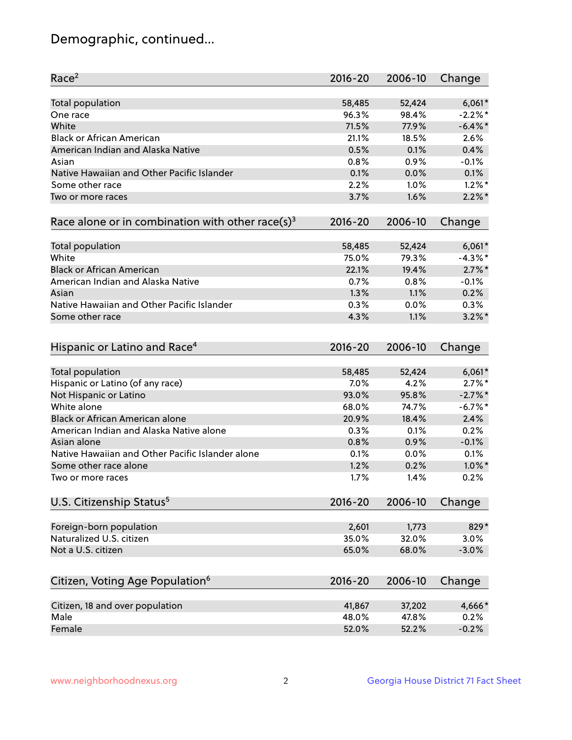# Demographic, continued...

| Race[2] | 2016-20 | 2006-10 | Change |
|---|---|---|---|
| Total population | 58,485 | 52,424 | 6,061* |
| One race | 96.3% | 98.4% | -2.2%* |
| White | 71.5% | 77.9% | -6.4%* |
| Black or African American | 21.1% | 18.5% | 2.6% |
| American Indian and Alaska Native | 0.5% | 0.1% | 0.4% |
| Asian | 0.8% | 0.9% | -0.1% |
| Native Hawaiian and Other Pacific Islander | 0.1% | 0.0% | 0.1% |
| Some other race | 2.2% | 1.0% | 1.2%* |
| Two or more races | 3.7% | 1.6% | 2.2%* |

| Race alone or in combination with other race(s)[3] | 2016-20 | 2006-10 | Change |
|---|---|---|---|
| Total population | 58,485 | 52,424 | 6,061* |
| White | 75.0% | 79.3% | -4.3%* |
| Black or African American | 22.1% | 19.4% | 2.7%* |
| American Indian and Alaska Native | 0.7% | 0.8% | -0.1% |
| Asian | 1.3% | 1.1% | 0.2% |
| Native Hawaiian and Other Pacific Islander | 0.3% | 0.0% | 0.3% |
| Some other race | 4.3% | 1.1% | 3.2%* |

| Hispanic or Latino and Race[4] | 2016-20 | 2006-10 | Change |
|---|---|---|---|
| Total population | 58,485 | 52,424 | 6,061* |
| Hispanic or Latino (of any race) | 7.0% | 4.2% | 2.7%* |
| Not Hispanic or Latino | 93.0% | 95.8% | -2.7%* |
| White alone | 68.0% | 74.7% | -6.7%* |
| Black or African American alone | 20.9% | 18.4% | 2.4% |
| American Indian and Alaska Native alone | 0.3% | 0.1% | 0.2% |
| Asian alone | 0.8% | 0.9% | -0.1% |
| Native Hawaiian and Other Pacific Islander alone | 0.1% | 0.0% | 0.1% |
| Some other race alone | 1.2% | 0.2% | 1.0%* |
| Two or more races | 1.7% | 1.4% | 0.2% |

| U.S. Citizenship Status[5] | 2016-20 | 2006-10 | Change |
|---|---|---|---|
| Foreign-born population | 2,601 | 1,773 | 829* |
| Naturalized U.S. citizen | 35.0% | 32.0% | 3.0% |
| Not a U.S. citizen | 65.0% | 68.0% | -3.0% |

| Citizen, Voting Age Population[6] | 2016-20 | 2006-10 | Change |
|---|---|---|---|
| Citizen, 18 and over population | 41,867 | 37,202 | 4,666* |
| Male | 48.0% | 47.8% | 0.2% |
| Female | 52.0% | 52.2% | -0.2% |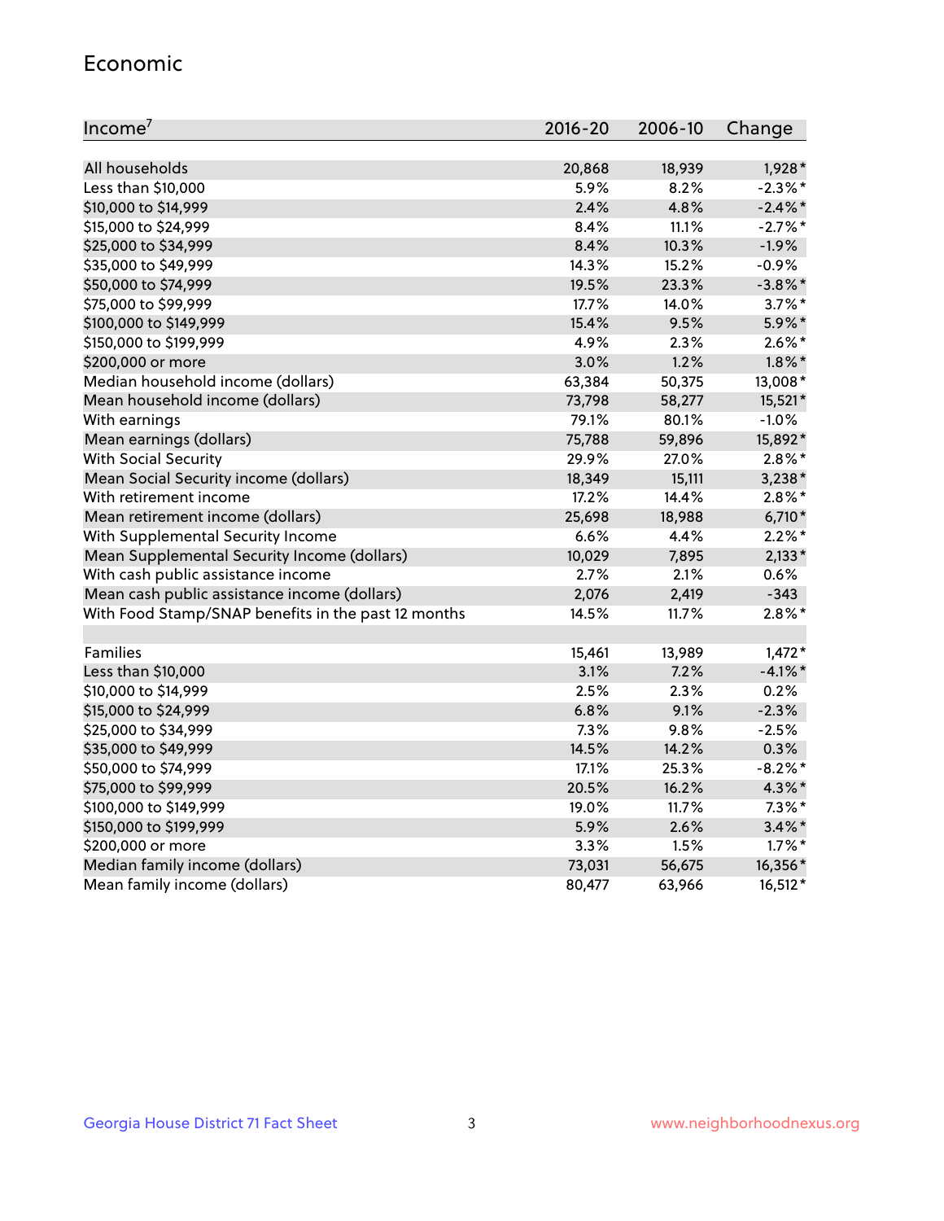## Economic

| Income[7] | 2016-20 | 2006-10 | Change |
|---|---|---|---|
| All households | 20,868 | 18,939 | 1,928* |
| Less than $10,000 | 5.9% | 8.2% | -2.3%* |
| $10,000 to $14,999 | 2.4% | 4.8% | -2.4%* |
| $15,000 to $24,999 | 8.4% | 11.1% | -2.7%* |
| $25,000 to $34,999 | 8.4% | 10.3% | -1.9% |
| $35,000 to $49,999 | 14.3% | 15.2% | -0.9% |
| $50,000 to $74,999 | 19.5% | 23.3% | -3.8%* |
| $75,000 to $99,999 | 17.7% | 14.0% | 3.7%* |
| $100,000 to $149,999 | 15.4% | 9.5% | 5.9%* |
| $150,000 to $199,999 | 4.9% | 2.3% | 2.6%* |
| $200,000 or more | 3.0% | 1.2% | 1.8%* |
| Median household income (dollars) | 63,384 | 50,375 | 13,008* |
| Mean household income (dollars) | 73,798 | 58,277 | 15,521* |
| With earnings | 79.1% | 80.1% | -1.0% |
| Mean earnings (dollars) | 75,788 | 59,896 | 15,892* |
| With Social Security | 29.9% | 27.0% | 2.8%* |
| Mean Social Security income (dollars) | 18,349 | 15,111 | 3,238* |
| With retirement income | 17.2% | 14.4% | 2.8%* |
| Mean retirement income (dollars) | 25,698 | 18,988 | 6,710* |
| With Supplemental Security Income | 6.6% | 4.4% | 2.2%* |
| Mean Supplemental Security Income (dollars) | 10,029 | 7,895 | 2,133* |
| With cash public assistance income | 2.7% | 2.1% | 0.6% |
| Mean cash public assistance income (dollars) | 2,076 | 2,419 | -343 |
| With Food Stamp/SNAP benefits in the past 12 months | 14.5% | 11.7% | 2.8%* |
| | | | |
| Families | 15,461 | 13,989 | 1,472* |
| Less than $10,000 | 3.1% | 7.2% | -4.1%* |
| $10,000 to $14,999 | 2.5% | 2.3% | 0.2% |
| $15,000 to $24,999 | 6.8% | 9.1% | -2.3% |
| $25,000 to $34,999 | 7.3% | 9.8% | -2.5% |
| $35,000 to $49,999 | 14.5% | 14.2% | 0.3% |
| $50,000 to $74,999 | 17.1% | 25.3% | -8.2%* |
| $75,000 to $99,999 | 20.5% | 16.2% | 4.3%* |
| $100,000 to $149,999 | 19.0% | 11.7% | 7.3%* |
| $150,000 to $199,999 | 5.9% | 2.6% | 3.4%* |
| $200,000 or more | 3.3% | 1.5% | 1.7%* |
| Median family income (dollars) | 73,031 | 56,675 | 16,356* |
| Mean family income (dollars) | 80,477 | 63,966 | 16,512* |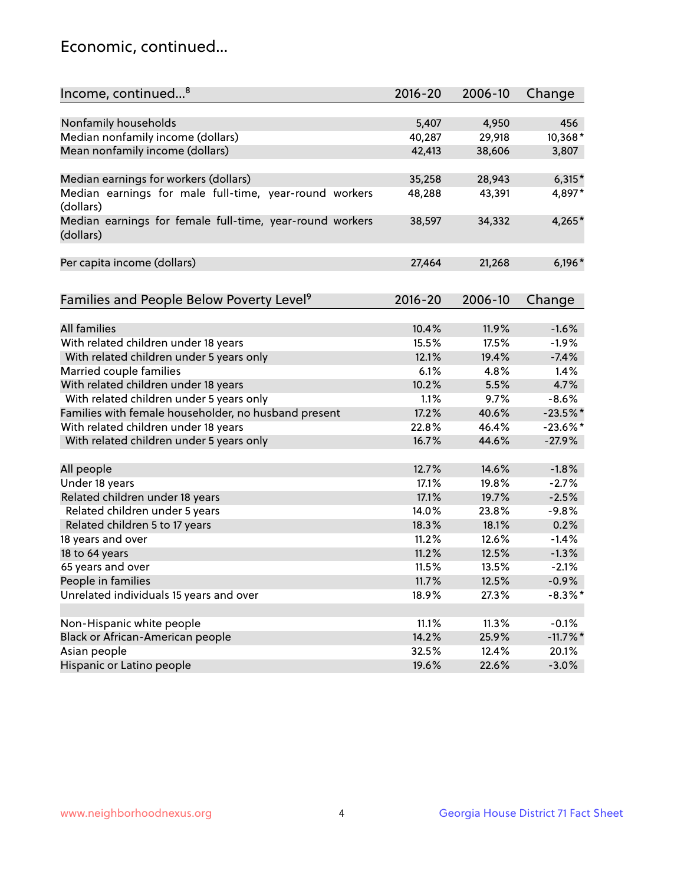## Economic, continued...

| Income, continued...[8] | 2016-20 | 2006-10 | Change |
|---|---|---|---|
| Nonfamily households | 5,407 | 4,950 | 456 |
| Median nonfamily income (dollars) | 40,287 | 29,918 | 10,368* |
| Mean nonfamily income (dollars) | 42,413 | 38,606 | 3,807 |
| Median earnings for workers (dollars) | 35,258 | 28,943 | 6,315* |
| Median earnings for male full-time, year-round workers (dollars) | 48,288 | 43,391 | 4,897* |
| Median earnings for female full-time, year-round workers (dollars) | 38,597 | 34,332 | 4,265* |
| Per capita income (dollars) | 27,464 | 21,268 | 6,196* |

| Families and People Below Poverty Level[9] | 2016-20 | 2006-10 | Change |
|---|---|---|---|
| All families | 10.4% | 11.9% | -1.6% |
| With related children under 18 years | 15.5% | 17.5% | -1.9% |
| With related children under 5 years only | 12.1% | 19.4% | -7.4% |
| Married couple families | 6.1% | 4.8% | 1.4% |
| With related children under 18 years | 10.2% | 5.5% | 4.7% |
| With related children under 5 years only | 1.1% | 9.7% | -8.6% |
| Families with female householder, no husband present | 17.2% | 40.6% | -23.5%* |
| With related children under 18 years | 22.8% | 46.4% | -23.6%* |
| With related children under 5 years only | 16.7% | 44.6% | -27.9% |
| All people | 12.7% | 14.6% | -1.8% |
| Under 18 years | 17.1% | 19.8% | -2.7% |
| Related children under 18 years | 17.1% | 19.7% | -2.5% |
| Related children under 5 years | 14.0% | 23.8% | -9.8% |
| Related children 5 to 17 years | 18.3% | 18.1% | 0.2% |
| 18 years and over | 11.2% | 12.6% | -1.4% |
| 18 to 64 years | 11.2% | 12.5% | -1.3% |
| 65 years and over | 11.5% | 13.5% | -2.1% |
| People in families | 11.7% | 12.5% | -0.9% |
| Unrelated individuals 15 years and over | 18.9% | 27.3% | -8.3%* |
| Non-Hispanic white people | 11.1% | 11.3% | -0.1% |
| Black or African-American people | 14.2% | 25.9% | -11.7%* |
| Asian people | 32.5% | 12.4% | 20.1% |
| Hispanic or Latino people | 19.6% | 22.6% | -3.0% |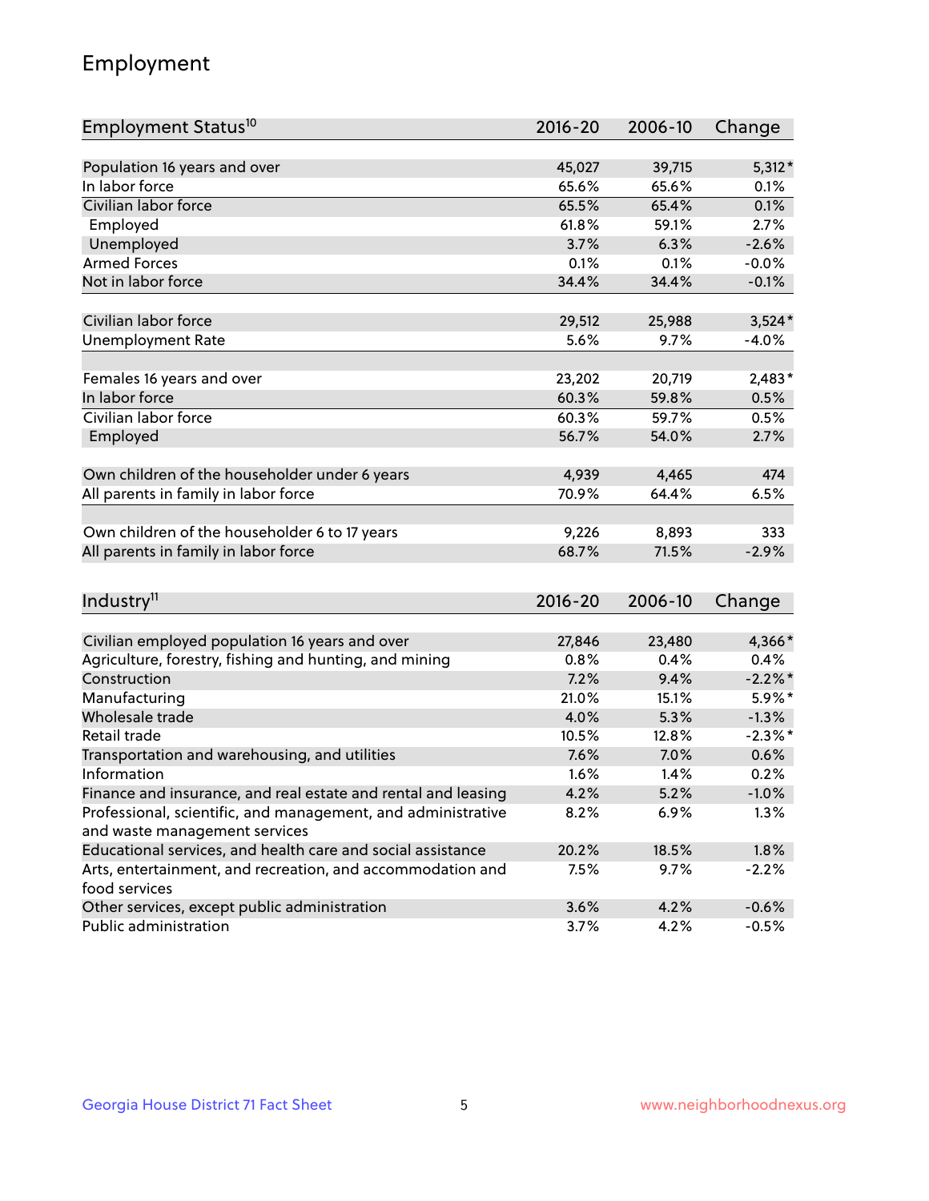# Employment

| Employment Status[10] | 2016-20 | 2006-10 | Change |
|---|---|---|---|
| Population 16 years and over | 45,027 | 39,715 | 5,312* |
| In labor force | 65.6% | 65.6% | 0.1% |
| Civilian labor force | 65.5% | 65.4% | 0.1% |
| Employed | 61.8% | 59.1% | 2.7% |
| Unemployed | 3.7% | 6.3% | -2.6% |
| Armed Forces | 0.1% | 0.1% | -0.0% |
| Not in labor force | 34.4% | 34.4% | -0.1% |
| | | | |
| Civilian labor force | 29,512 | 25,988 | 3,524* |
| Unemployment Rate | 5.6% | 9.7% | -4.0% |
| | | | |
| Females 16 years and over | 23,202 | 20,719 | 2,483* |
| In labor force | 60.3% | 59.8% | 0.5% |
| Civilian labor force | 60.3% | 59.7% | 0.5% |
| Employed | 56.7% | 54.0% | 2.7% |
| | | | |
| Own children of the householder under 6 years | 4,939 | 4,465 | 474 |
| All parents in family in labor force | 70.9% | 64.4% | 6.5% |
| | | | |
| Own children of the householder 6 to 17 years | 9,226 | 8,893 | 333 |
| All parents in family in labor force | 68.7% | 71.5% | -2.9% |

| Industry[11] | 2016-20 | 2006-10 | Change |
|---|---|---|---|
| Civilian employed population 16 years and over | 27,846 | 23,480 | 4,366* |
| Agriculture, forestry, fishing and hunting, and mining | 0.8% | 0.4% | 0.4% |
| Construction | 7.2% | 9.4% | -2.2%* |
| Manufacturing | 21.0% | 15.1% | 5.9%* |
| Wholesale trade | 4.0% | 5.3% | -1.3% |
| Retail trade | 10.5% | 12.8% | -2.3%* |
| Transportation and warehousing, and utilities | 7.6% | 7.0% | 0.6% |
| Information | 1.6% | 1.4% | 0.2% |
| Finance and insurance, and real estate and rental and leasing | 4.2% | 5.2% | -1.0% |
| Professional, scientific, and management, and administrative and waste management services | 8.2% | 6.9% | 1.3% |
| Educational services, and health care and social assistance | 20.2% | 18.5% | 1.8% |
| Arts, entertainment, and recreation, and accommodation and food services | 7.5% | 9.7% | -2.2% |
| Other services, except public administration | 3.6% | 4.2% | -0.6% |
| Public administration | 3.7% | 4.2% | -0.5% |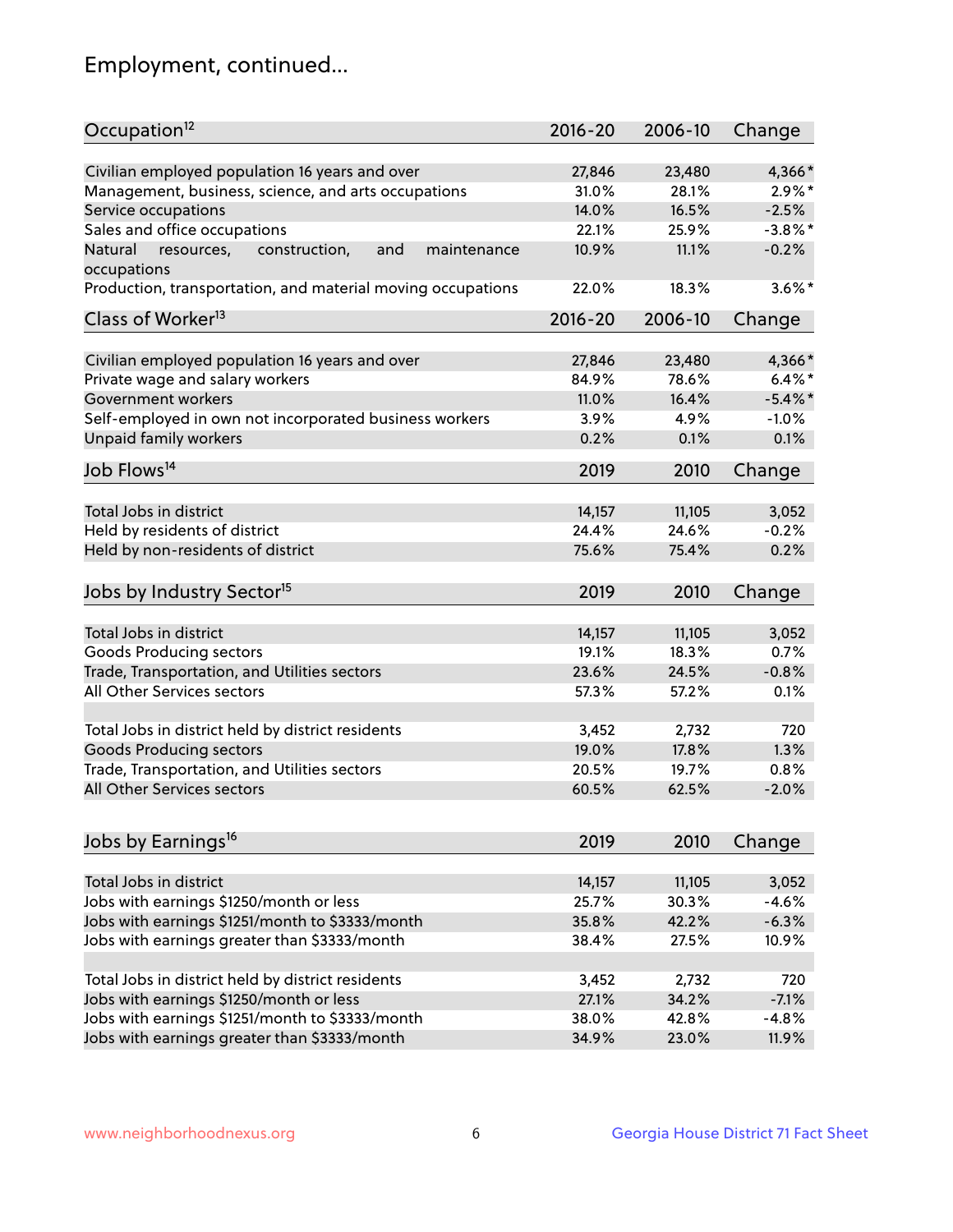## Employment, continued...

| Occupation[12] | 2016-20 | 2006-10 | Change |
|---|---|---|---|
| Civilian employed population 16 years and over | 27,846 | 23,480 | 4,366* |
| Management, business, science, and arts occupations | 31.0% | 28.1% | 2.9%* |
| Service occupations | 14.0% | 16.5% | -2.5% |
| Sales and office occupations | 22.1% | 25.9% | -3.8%* |
| Natural resources, construction, and maintenance occupations | 10.9% | 11.1% | -0.2% |
| Production, transportation, and material moving occupations | 22.0% | 18.3% | 3.6%* |

| Class of Worker[13] | 2016-20 | 2006-10 | Change |
|---|---|---|---|
| Civilian employed population 16 years and over | 27,846 | 23,480 | 4,366* |
| Private wage and salary workers | 84.9% | 78.6% | 6.4%* |
| Government workers | 11.0% | 16.4% | -5.4%* |
| Self-employed in own not incorporated business workers | 3.9% | 4.9% | -1.0% |
| Unpaid family workers | 0.2% | 0.1% | 0.1% |

| Job Flows[14] | 2019 | 2010 | Change |
|---|---|---|---|
| Total Jobs in district | 14,157 | 11,105 | 3,052 |
| Held by residents of district | 24.4% | 24.6% | -0.2% |
| Held by non-residents of district | 75.6% | 75.4% | 0.2% |

| Jobs by Industry Sector[15] | 2019 | 2010 | Change |
|---|---|---|---|
| Total Jobs in district | 14,157 | 11,105 | 3,052 |
| Goods Producing sectors | 19.1% | 18.3% | 0.7% |
| Trade, Transportation, and Utilities sectors | 23.6% | 24.5% | -0.8% |
| All Other Services sectors | 57.3% | 57.2% | 0.1% |
| | | | |
| Total Jobs in district held by district residents | 3,452 | 2,732 | 720 |
| Goods Producing sectors | 19.0% | 17.8% | 1.3% |
| Trade, Transportation, and Utilities sectors | 20.5% | 19.7% | 0.8% |
| All Other Services sectors | 60.5% | 62.5% | -2.0% |

| Jobs by Earnings[16] | 2019 | 2010 | Change |
|---|---|---|---|
| Total Jobs in district | 14,157 | 11,105 | 3,052 |
| Jobs with earnings $1250/month or less | 25.7% | 30.3% | -4.6% |
| Jobs with earnings $1251/month to $3333/month | 35.8% | 42.2% | -6.3% |
| Jobs with earnings greater than $3333/month | 38.4% | 27.5% | 10.9% |
| | | | |
| Total Jobs in district held by district residents | 3,452 | 2,732 | 720 |
| Jobs with earnings $1250/month or less | 27.1% | 34.2% | -7.1% |
| Jobs with earnings $1251/month to $3333/month | 38.0% | 42.8% | -4.8% |
| Jobs with earnings greater than $3333/month | 34.9% | 23.0% | 11.9% |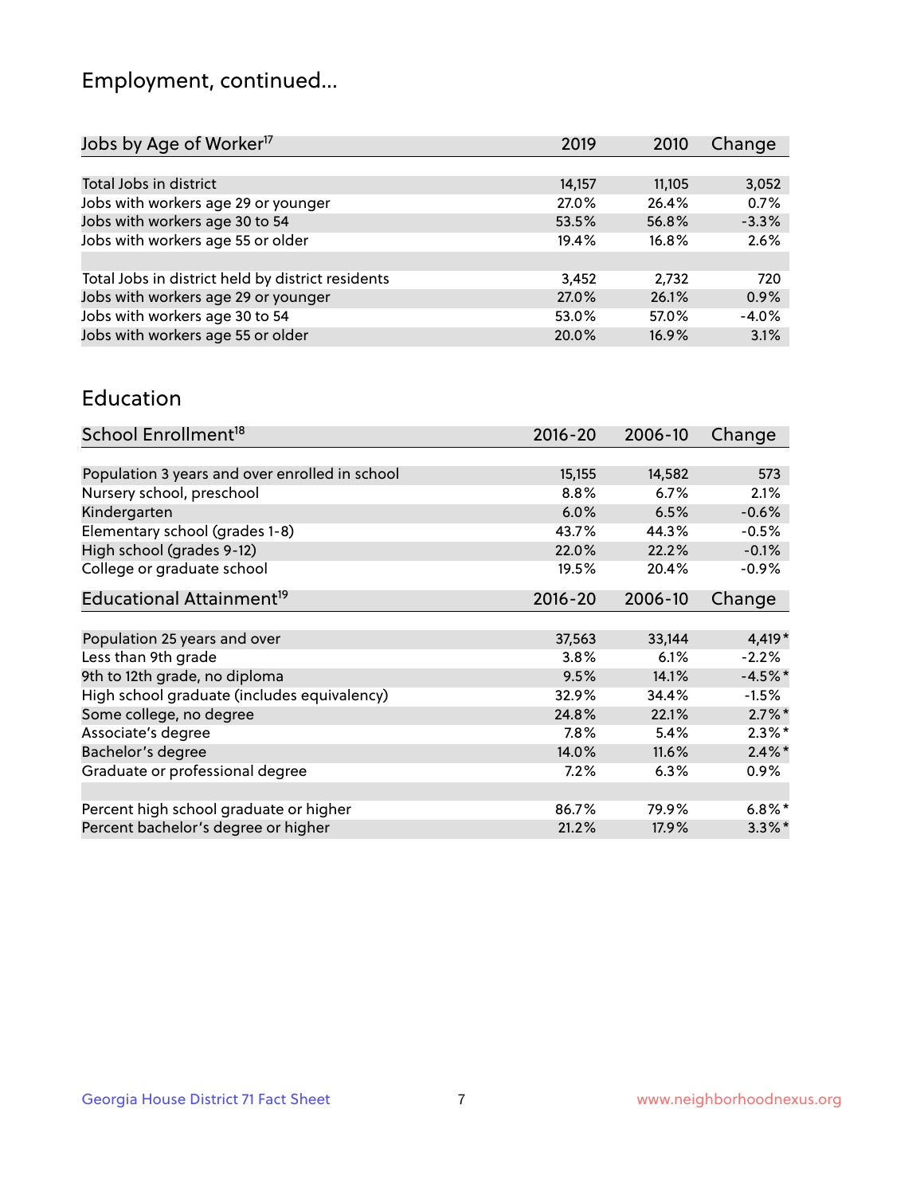# Employment, continued...

| Jobs by Age of Worker[17] | 2019 | 2010 | Change |
|---|---|---|---|
| Total Jobs in district | 14,157 | 11,105 | 3,052 |
| Jobs with workers age 29 or younger | 27.0% | 26.4% | 0.7% |
| Jobs with workers age 30 to 54 | 53.5% | 56.8% | -3.3% |
| Jobs with workers age 55 or older | 19.4% | 16.8% | 2.6% |
| | | | |
| Total Jobs in district held by district residents | 3,452 | 2,732 | 720 |
| Jobs with workers age 29 or younger | 27.0% | 26.1% | 0.9% |
| Jobs with workers age 30 to 54 | 53.0% | 57.0% | -4.0% |
| Jobs with workers age 55 or older | 20.0% | 16.9% | 3.1% |

## Education

| School Enrollment[18] | 2016-20 | 2006-10 | Change |
|---|---|---|---|
| Population 3 years and over enrolled in school | 15,155 | 14,582 | 573 |
| Nursery school, preschool | 8.8% | 6.7% | 2.1% |
| Kindergarten | 6.0% | 6.5% | -0.6% |
| Elementary school (grades 1-8) | 43.7% | 44.3% | -0.5% |
| High school (grades 9-12) | 22.0% | 22.2% | -0.1% |
| College or graduate school | 19.5% | 20.4% | -0.9% |

| Educational Attainment[19] | 2016-20 | 2006-10 | Change |
|---|---|---|---|
| Population 25 years and over | 37,563 | 33,144 | 4,419* |
| Less than 9th grade | 3.8% | 6.1% | -2.2% |
| 9th to 12th grade, no diploma | 9.5% | 14.1% | -4.5%* |
| High school graduate (includes equivalency) | 32.9% | 34.4% | -1.5% |
| Some college, no degree | 24.8% | 22.1% | 2.7%* |
| Associate's degree | 7.8% | 5.4% | 2.3%* |
| Bachelor's degree | 14.0% | 11.6% | 2.4%* |
| Graduate or professional degree | 7.2% | 6.3% | 0.9% |
| | | | |
| Percent high school graduate or higher | 86.7% | 79.9% | 6.8%* |
| Percent bachelor's degree or higher | 21.2% | 17.9% | 3.3%* |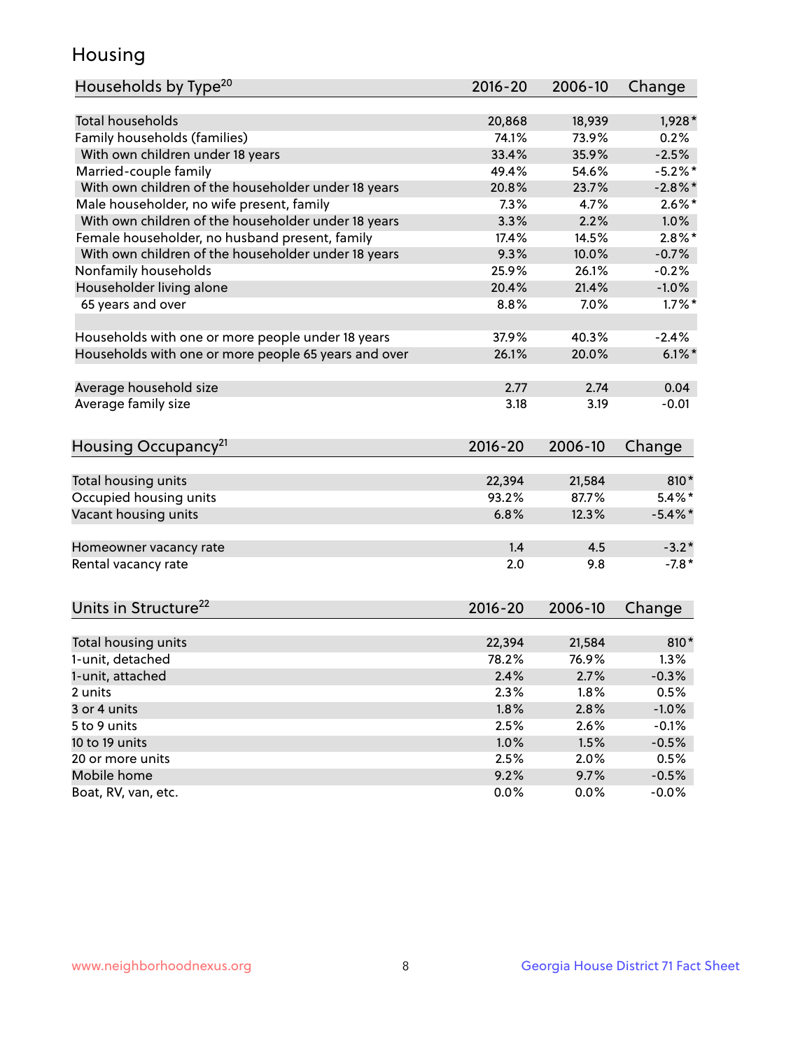# Housing

| Households by Type[20] | 2016-20 | 2006-10 | Change |
|---|---|---|---|
| Total households | 20,868 | 18,939 | 1,928* |
| Family households (families) | 74.1% | 73.9% | 0.2% |
| With own children under 18 years | 33.4% | 35.9% | -2.5% |
| Married-couple family | 49.4% | 54.6% | -5.2%* |
| With own children of the householder under 18 years | 20.8% | 23.7% | -2.8%* |
| Male householder, no wife present, family | 7.3% | 4.7% | 2.6%* |
| With own children of the householder under 18 years | 3.3% | 2.2% | 1.0% |
| Female householder, no husband present, family | 17.4% | 14.5% | 2.8%* |
| With own children of the householder under 18 years | 9.3% | 10.0% | -0.7% |
| Nonfamily households | 25.9% | 26.1% | -0.2% |
| Householder living alone | 20.4% | 21.4% | -1.0% |
| 65 years and over | 8.8% | 7.0% | 1.7%* |
| | | | |
| Households with one or more people under 18 years | 37.9% | 40.3% | -2.4% |
| Households with one or more people 65 years and over | 26.1% | 20.0% | 6.1%* |
| | | | |
| Average household size | 2.77 | 2.74 | 0.04 |
| Average family size | 3.18 | 3.19 | -0.01 |

| Housing Occupancy[21] | 2016-20 | 2006-10 | Change |
|---|---|---|---|
| Total housing units | 22,394 | 21,584 | 810* |
| Occupied housing units | 93.2% | 87.7% | 5.4%* |
| Vacant housing units | 6.8% | 12.3% | -5.4%* |
| | | | |
| Homeowner vacancy rate | 1.4 | 4.5 | -3.2* |
| Rental vacancy rate | 2.0 | 9.8 | -7.8* |

| Units in Structure[22] | 2016-20 | 2006-10 | Change |
|---|---|---|---|
| Total housing units | 22,394 | 21,584 | 810* |
| 1-unit, detached | 78.2% | 76.9% | 1.3% |
| 1-unit, attached | 2.4% | 2.7% | -0.3% |
| 2 units | 2.3% | 1.8% | 0.5% |
| 3 or 4 units | 1.8% | 2.8% | -1.0% |
| 5 to 9 units | 2.5% | 2.6% | -0.1% |
| 10 to 19 units | 1.0% | 1.5% | -0.5% |
| 20 or more units | 2.5% | 2.0% | 0.5% |
| Mobile home | 9.2% | 9.7% | -0.5% |
| Boat, RV, van, etc. | 0.0% | 0.0% | -0.0% |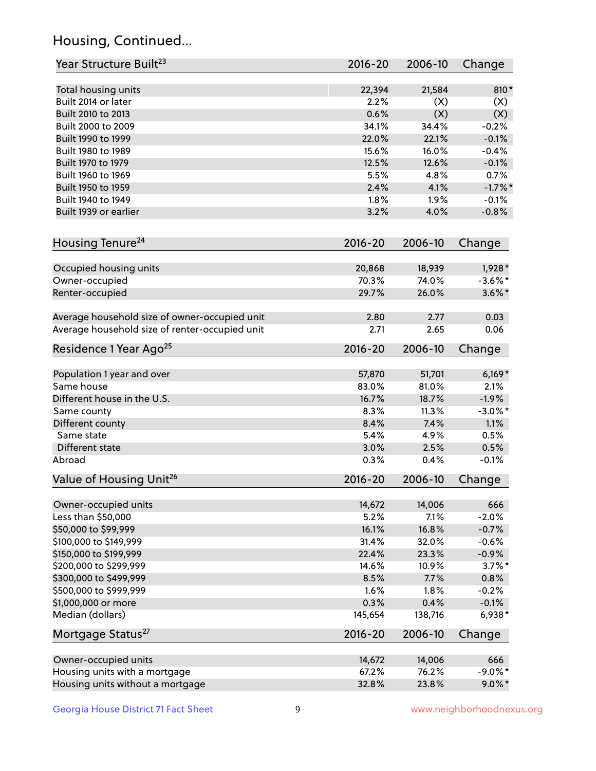# Housing, Continued...

| Year Structure Built[23] | 2016-20 | 2006-10 | Change |
|---|---|---|---|
| Total housing units | 22,394 | 21,584 | 810* |
| Built 2014 or later | 2.2% | (X) | (X) |
| Built 2010 to 2013 | 0.6% | (X) | (X) |
| Built 2000 to 2009 | 34.1% | 34.4% | -0.2% |
| Built 1990 to 1999 | 22.0% | 22.1% | -0.1% |
| Built 1980 to 1989 | 15.6% | 16.0% | -0.4% |
| Built 1970 to 1979 | 12.5% | 12.6% | -0.1% |
| Built 1960 to 1969 | 5.5% | 4.8% | 0.7% |
| Built 1950 to 1959 | 2.4% | 4.1% | -1.7%* |
| Built 1940 to 1949 | 1.8% | 1.9% | -0.1% |
| Built 1939 or earlier | 3.2% | 4.0% | -0.8% |

| Housing Tenure[24] | 2016-20 | 2006-10 | Change |
|---|---|---|---|
| Occupied housing units | 20,868 | 18,939 | 1,928* |
| Owner-occupied | 70.3% | 74.0% | -3.6%* |
| Renter-occupied | 29.7% | 26.0% | 3.6%* |
| Average household size of owner-occupied unit | 2.80 | 2.77 | 0.03 |
| Average household size of renter-occupied unit | 2.71 | 2.65 | 0.06 |

| Residence 1 Year Ago[25] | 2016-20 | 2006-10 | Change |
|---|---|---|---|
| Population 1 year and over | 57,870 | 51,701 | 6,169* |
| Same house | 83.0% | 81.0% | 2.1% |
| Different house in the U.S. | 16.7% | 18.7% | -1.9% |
| Same county | 8.3% | 11.3% | -3.0%* |
| Different county | 8.4% | 7.4% | 1.1% |
| Same state | 5.4% | 4.9% | 0.5% |
| Different state | 3.0% | 2.5% | 0.5% |
| Abroad | 0.3% | 0.4% | -0.1% |

| Value of Housing Unit[26] | 2016-20 | 2006-10 | Change |
|---|---|---|---|
| Owner-occupied units | 14,672 | 14,006 | 666 |
| Less than $50,000 | 5.2% | 7.1% | -2.0% |
| $50,000 to $99,999 | 16.1% | 16.8% | -0.7% |
| $100,000 to $149,999 | 31.4% | 32.0% | -0.6% |
| $150,000 to $199,999 | 22.4% | 23.3% | -0.9% |
| $200,000 to $299,999 | 14.6% | 10.9% | 3.7%* |
| $300,000 to $499,999 | 8.5% | 7.7% | 0.8% |
| $500,000 to $999,999 | 1.6% | 1.8% | -0.2% |
| $1,000,000 or more | 0.3% | 0.4% | -0.1% |
| Median (dollars) | 145,654 | 138,716 | 6,938* |

| Mortgage Status[27] | 2016-20 | 2006-10 | Change |
|---|---|---|---|
| Owner-occupied units | 14,672 | 14,006 | 666 |
| Housing units with a mortgage | 67.2% | 76.2% | -9.0%* |
| Housing units without a mortgage | 32.8% | 23.8% | 9.0%* |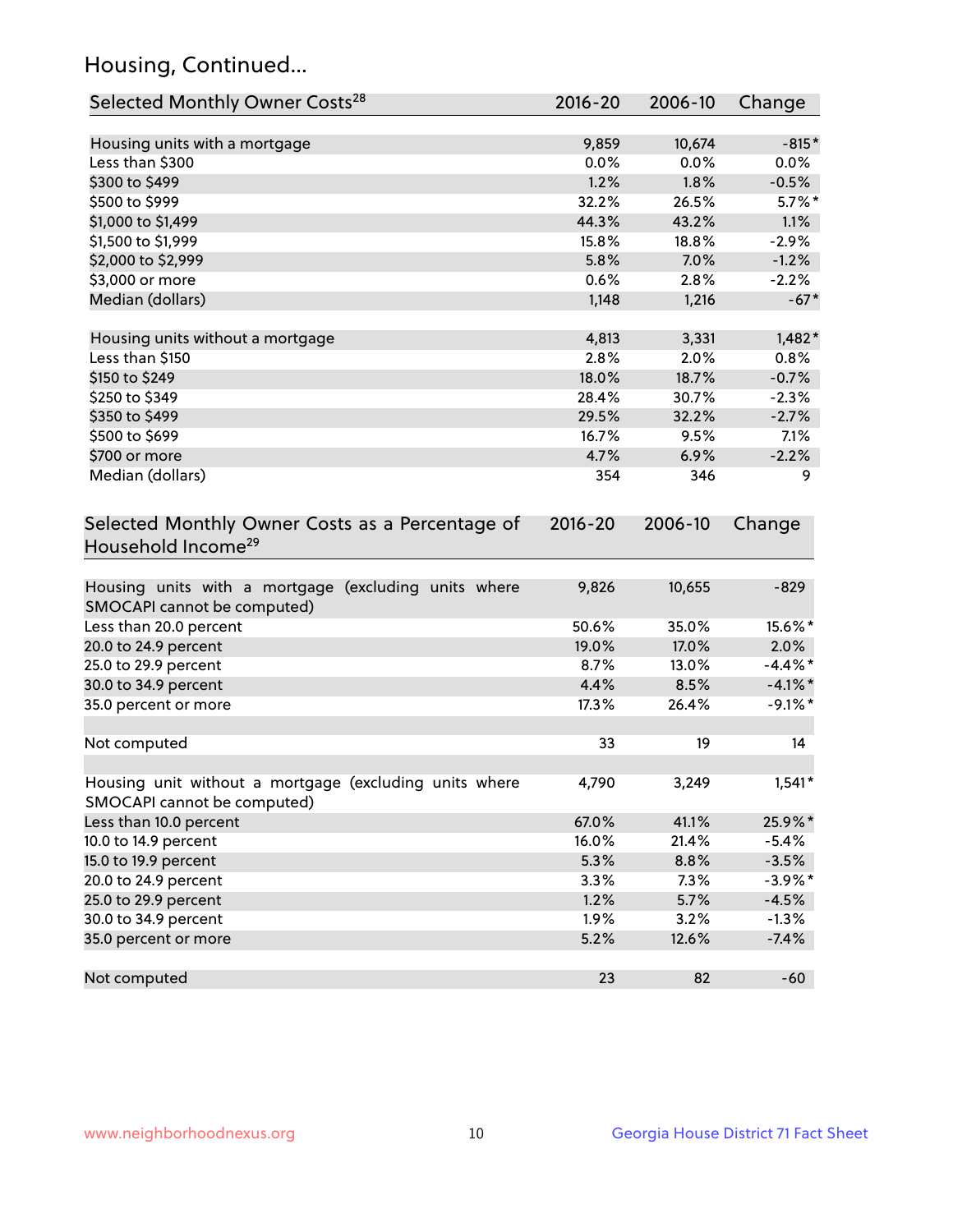## Housing, Continued...

| Selected Monthly Owner Costs[28] | 2016-20 | 2006-10 | Change |
|---|---|---|---|
| Housing units with a mortgage | 9,859 | 10,674 | -815* |
| Less than $300 | 0.0% | 0.0% | 0.0% |
| $300 to $499 | 1.2% | 1.8% | -0.5% |
| $500 to $999 | 32.2% | 26.5% | 5.7%* |
| $1,000 to $1,499 | 44.3% | 43.2% | 1.1% |
| $1,500 to $1,999 | 15.8% | 18.8% | -2.9% |
| $2,000 to $2,999 | 5.8% | 7.0% | -1.2% |
| $3,000 or more | 0.6% | 2.8% | -2.2% |
| Median (dollars) | 1,148 | 1,216 | -67* |
| | | | |
| Housing units without a mortgage | 4,813 | 3,331 | 1,482* |
| Less than $150 | 2.8% | 2.0% | 0.8% |
| $150 to $249 | 18.0% | 18.7% | -0.7% |
| $250 to $349 | 28.4% | 30.7% | -2.3% |
| $350 to $499 | 29.5% | 32.2% | -2.7% |
| $500 to $699 | 16.7% | 9.5% | 7.1% |
| $700 or more | 4.7% | 6.9% | -2.2% |
| Median (dollars) | 354 | 346 | 9 |

| Selected Monthly Owner Costs as a Percentage of Household Income[29] | 2016-20 | 2006-10 | Change |
|---|---|---|---|
| Housing units with a mortgage (excluding units where SMOCAPI cannot be computed) | 9,826 | 10,655 | -829 |
| Less than 20.0 percent | 50.6% | 35.0% | 15.6%* |
| 20.0 to 24.9 percent | 19.0% | 17.0% | 2.0% |
| 25.0 to 29.9 percent | 8.7% | 13.0% | -4.4%* |
| 30.0 to 34.9 percent | 4.4% | 8.5% | -4.1%* |
| 35.0 percent or more | 17.3% | 26.4% | -9.1%* |
| | | | |
| Not computed | 33 | 19 | 14 |
| | | | |
| Housing unit without a mortgage (excluding units where SMOCAPI cannot be computed) | 4,790 | 3,249 | 1,541* |
| Less than 10.0 percent | 67.0% | 41.1% | 25.9%* |
| 10.0 to 14.9 percent | 16.0% | 21.4% | -5.4% |
| 15.0 to 19.9 percent | 5.3% | 8.8% | -3.5% |
| 20.0 to 24.9 percent | 3.3% | 7.3% | -3.9%* |
| 25.0 to 29.9 percent | 1.2% | 5.7% | -4.5% |
| 30.0 to 34.9 percent | 1.9% | 3.2% | -1.3% |
| 35.0 percent or more | 5.2% | 12.6% | -7.4% |
| | | | |
| Not computed | 23 | 82 | -60 |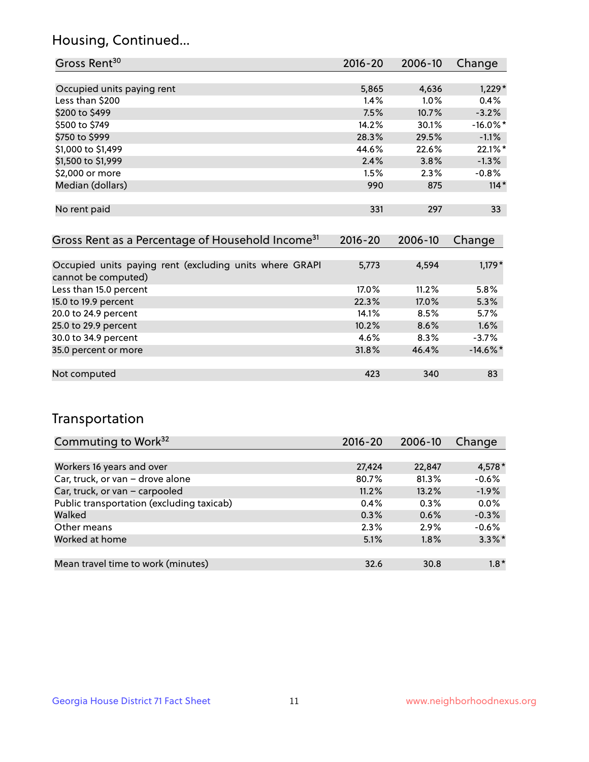## Housing, Continued...

| Gross Rent[30] | 2016-20 | 2006-10 | Change |
|---|---|---|---|
| Occupied units paying rent | 5,865 | 4,636 | 1,229* |
| Less than $200 | 1.4% | 1.0% | 0.4% |
| $200 to $499 | 7.5% | 10.7% | -3.2% |
| $500 to $749 | 14.2% | 30.1% | -16.0%* |
| $750 to $999 | 28.3% | 29.5% | -1.1% |
| $1,000 to $1,499 | 44.6% | 22.6% | 22.1%* |
| $1,500 to $1,999 | 2.4% | 3.8% | -1.3% |
| $2,000 or more | 1.5% | 2.3% | -0.8% |
| Median (dollars) | 990 | 875 | 114* |
| No rent paid | 331 | 297 | 33 |

| Gross Rent as a Percentage of Household Income[31] | 2016-20 | 2006-10 | Change |
|---|---|---|---|
| Occupied units paying rent (excluding units where GRAPI cannot be computed) | 5,773 | 4,594 | 1,179* |
| Less than 15.0 percent | 17.0% | 11.2% | 5.8% |
| 15.0 to 19.9 percent | 22.3% | 17.0% | 5.3% |
| 20.0 to 24.9 percent | 14.1% | 8.5% | 5.7% |
| 25.0 to 29.9 percent | 10.2% | 8.6% | 1.6% |
| 30.0 to 34.9 percent | 4.6% | 8.3% | -3.7% |
| 35.0 percent or more | 31.8% | 46.4% | -14.6%* |
| Not computed | 423 | 340 | 83 |

## Transportation

| Commuting to Work[32] | 2016-20 | 2006-10 | Change |
|---|---|---|---|
| Workers 16 years and over | 27,424 | 22,847 | 4,578* |
| Car, truck, or van – drove alone | 80.7% | 81.3% | -0.6% |
| Car, truck, or van – carpooled | 11.2% | 13.2% | -1.9% |
| Public transportation (excluding taxicab) | 0.4% | 0.3% | 0.0% |
| Walked | 0.3% | 0.6% | -0.3% |
| Other means | 2.3% | 2.9% | -0.6% |
| Worked at home | 5.1% | 1.8% | 3.3%* |
| Mean travel time to work (minutes) | 32.6 | 30.8 | 1.8* |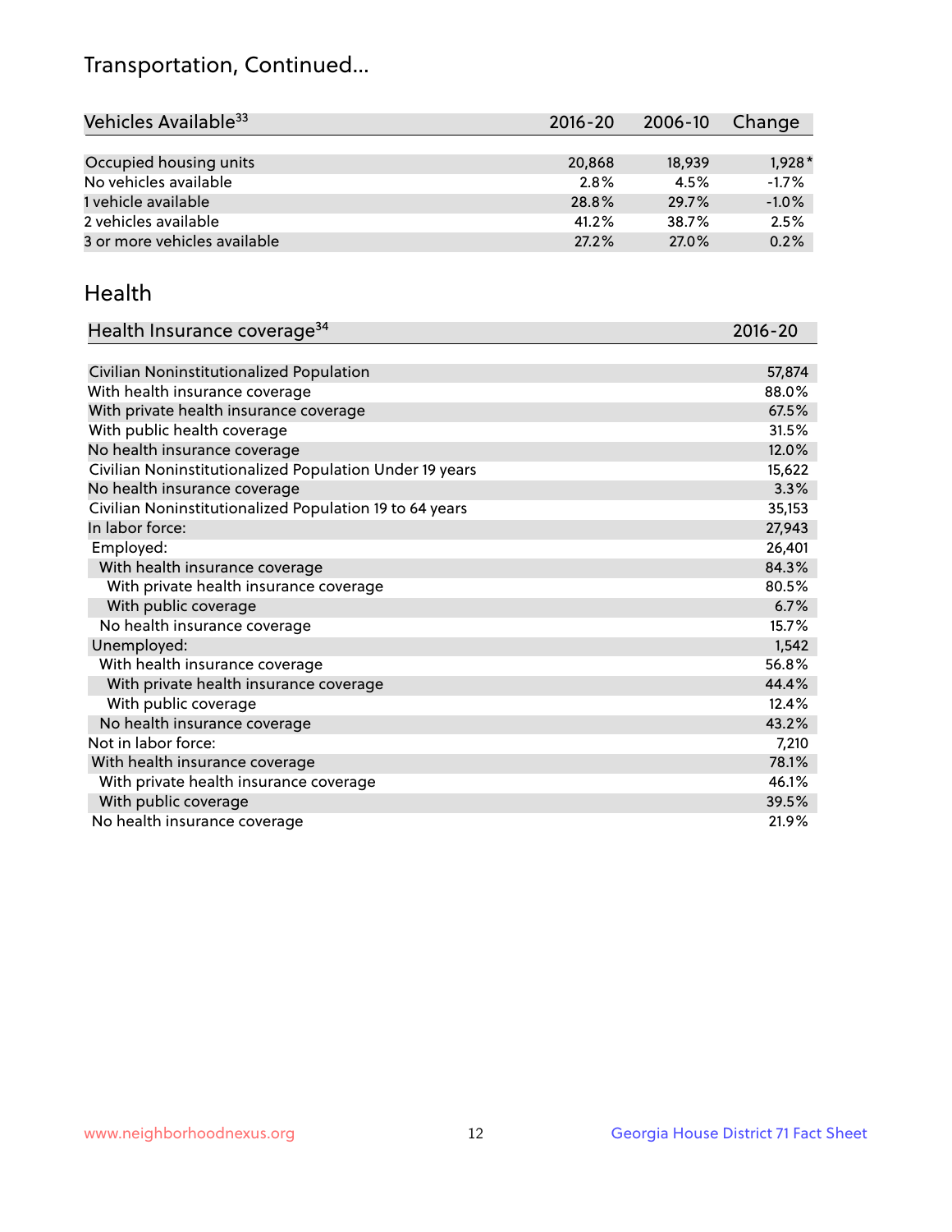# Transportation, Continued...

| Vehicles Available[33] | 2016-20 | 2006-10 | Change |
|---|---|---|---|
| Occupied housing units | 20,868 | 18,939 | 1,928* |
| No vehicles available | 2.8% | 4.5% | -1.7% |
| 1 vehicle available | 28.8% | 29.7% | -1.0% |
| 2 vehicles available | 41.2% | 38.7% | 2.5% |
| 3 or more vehicles available | 27.2% | 27.0% | 0.2% |

## Health

| Health Insurance coverage[34] | 2016-20 |
|---|---|
| Civilian Noninstitutionalized Population | 57,874 |
| With health insurance coverage | 88.0% |
| With private health insurance coverage | 67.5% |
| With public health coverage | 31.5% |
| No health insurance coverage | 12.0% |
| Civilian Noninstitutionalized Population Under 19 years | 15,622 |
| No health insurance coverage | 3.3% |
| Civilian Noninstitutionalized Population 19 to 64 years | 35,153 |
| In labor force: | 27,943 |
| Employed: | 26,401 |
| With health insurance coverage | 84.3% |
| With private health insurance coverage | 80.5% |
| With public coverage | 6.7% |
| No health insurance coverage | 15.7% |
| Unemployed: | 1,542 |
| With health insurance coverage | 56.8% |
| With private health insurance coverage | 44.4% |
| With public coverage | 12.4% |
| No health insurance coverage | 43.2% |
| Not in labor force: | 7,210 |
| With health insurance coverage | 78.1% |
| With private health insurance coverage | 46.1% |
| With public coverage | 39.5% |
| No health insurance coverage | 21.9% |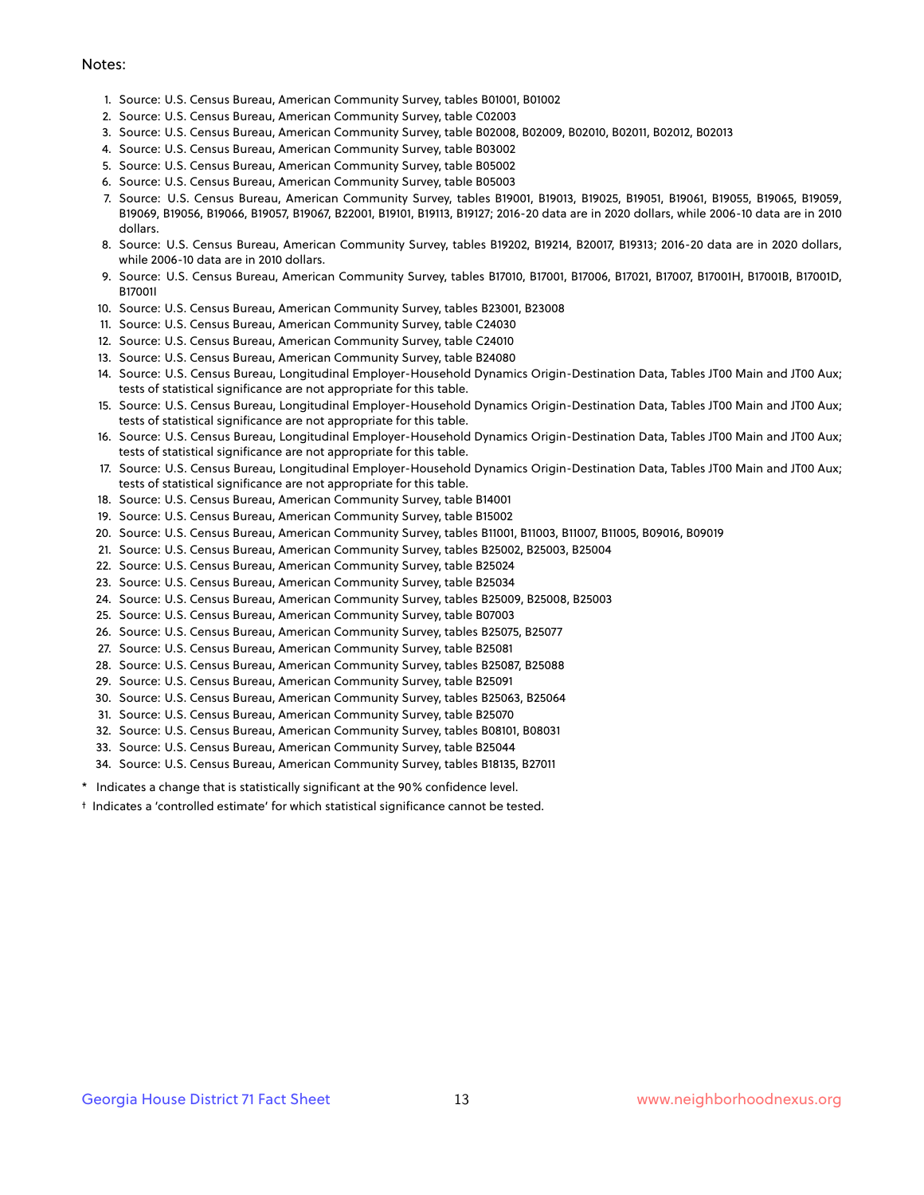Notes:

1. Source: U.S. Census Bureau, American Community Survey, tables B01001, B01002
2. Source: U.S. Census Bureau, American Community Survey, table C02003
3. Source: U.S. Census Bureau, American Community Survey, table B02008, B02009, B02010, B02011, B02012, B02013
4. Source: U.S. Census Bureau, American Community Survey, table B03002
5. Source: U.S. Census Bureau, American Community Survey, table B05002
6. Source: U.S. Census Bureau, American Community Survey, table B05003
7. Source: U.S. Census Bureau, American Community Survey, tables B19001, B19013, B19025, B19051, B19061, B19055, B19065, B19059, B19069, B19056, B19066, B19057, B19067, B22001, B19101, B19113, B19127; 2016-20 data are in 2020 dollars, while 2006-10 data are in 2010 dollars.
8. Source: U.S. Census Bureau, American Community Survey, tables B19202, B19214, B20017, B19313; 2016-20 data are in 2020 dollars, while 2006-10 data are in 2010 dollars.
9. Source: U.S. Census Bureau, American Community Survey, tables B17010, B17001, B17006, B17021, B17007, B17001H, B17001B, B17001D, B17001I
10. Source: U.S. Census Bureau, American Community Survey, tables B23001, B23008
11. Source: U.S. Census Bureau, American Community Survey, table C24030
12. Source: U.S. Census Bureau, American Community Survey, table C24010
13. Source: U.S. Census Bureau, American Community Survey, table B24080
14. Source: U.S. Census Bureau, Longitudinal Employer-Household Dynamics Origin-Destination Data, Tables JT00 Main and JT00 Aux; tests of statistical significance are not appropriate for this table.
15. Source: U.S. Census Bureau, Longitudinal Employer-Household Dynamics Origin-Destination Data, Tables JT00 Main and JT00 Aux; tests of statistical significance are not appropriate for this table.
16. Source: U.S. Census Bureau, Longitudinal Employer-Household Dynamics Origin-Destination Data, Tables JT00 Main and JT00 Aux; tests of statistical significance are not appropriate for this table.
17. Source: U.S. Census Bureau, Longitudinal Employer-Household Dynamics Origin-Destination Data, Tables JT00 Main and JT00 Aux; tests of statistical significance are not appropriate for this table.
18. Source: U.S. Census Bureau, American Community Survey, table B14001
19. Source: U.S. Census Bureau, American Community Survey, table B15002
20. Source: U.S. Census Bureau, American Community Survey, tables B11001, B11003, B11007, B11005, B09016, B09019
21. Source: U.S. Census Bureau, American Community Survey, tables B25002, B25003, B25004
22. Source: U.S. Census Bureau, American Community Survey, table B25024
23. Source: U.S. Census Bureau, American Community Survey, table B25034
24. Source: U.S. Census Bureau, American Community Survey, tables B25009, B25008, B25003
25. Source: U.S. Census Bureau, American Community Survey, table B07003
26. Source: U.S. Census Bureau, American Community Survey, tables B25075, B25077
27. Source: U.S. Census Bureau, American Community Survey, table B25081
28. Source: U.S. Census Bureau, American Community Survey, tables B25087, B25088
29. Source: U.S. Census Bureau, American Community Survey, table B25091
30. Source: U.S. Census Bureau, American Community Survey, tables B25063, B25064
31. Source: U.S. Census Bureau, American Community Survey, table B25070
32. Source: U.S. Census Bureau, American Community Survey, tables B08101, B08031
33. Source: U.S. Census Bureau, American Community Survey, table B25044
34. Source: U.S. Census Bureau, American Community Survey, tables B18135, B27011

\* Indicates a change that is statistically significant at the 90% confidence level.

† Indicates a 'controlled estimate' for which statistical significance cannot be tested.